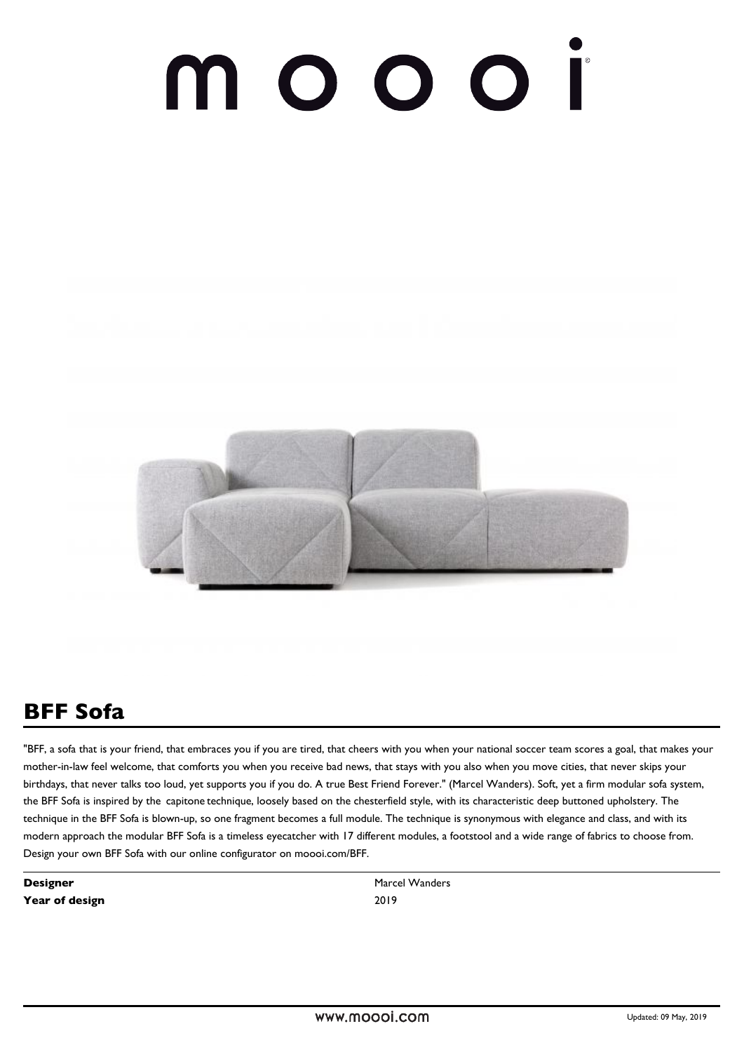# moooi

## BFF Sofa

"BFF, a sofa that is your friend, that embraces you if you are tired, that cheers with you when your national soccer team scores a goal, that makes your mother-in-law feel welcome, that comforts you when you receive bad news, that stays with you also when you move cities, that never skips your birthdays, that never talks too loud, yet supports you if you do. A true Best Friend Forever." (Marcel Wanders). Soft, yet a firm modular sofa system, the BFF Sofa is inspired by the capitone technique, loosely based on the chesterfield style, with its characteristic deep buttoned upholstery. The technique in the BFF Sofa is blown-up, so one fragment becomes a full module. The technique is synonymous with elegance and class, and with its modern approach the modular BFF Sofa is a timeless eyecatcher with 17 different modules, a footstool and a wide range of fabrics to choose from. Design your own BFF Sofa with our online configurator on moooi.com/BFF.

| | |
|---|---|
| **Designer** | Marcel Wanders |
| **Year of design** | 2019 |

www.moooi.com

Updated: 09 May, 2019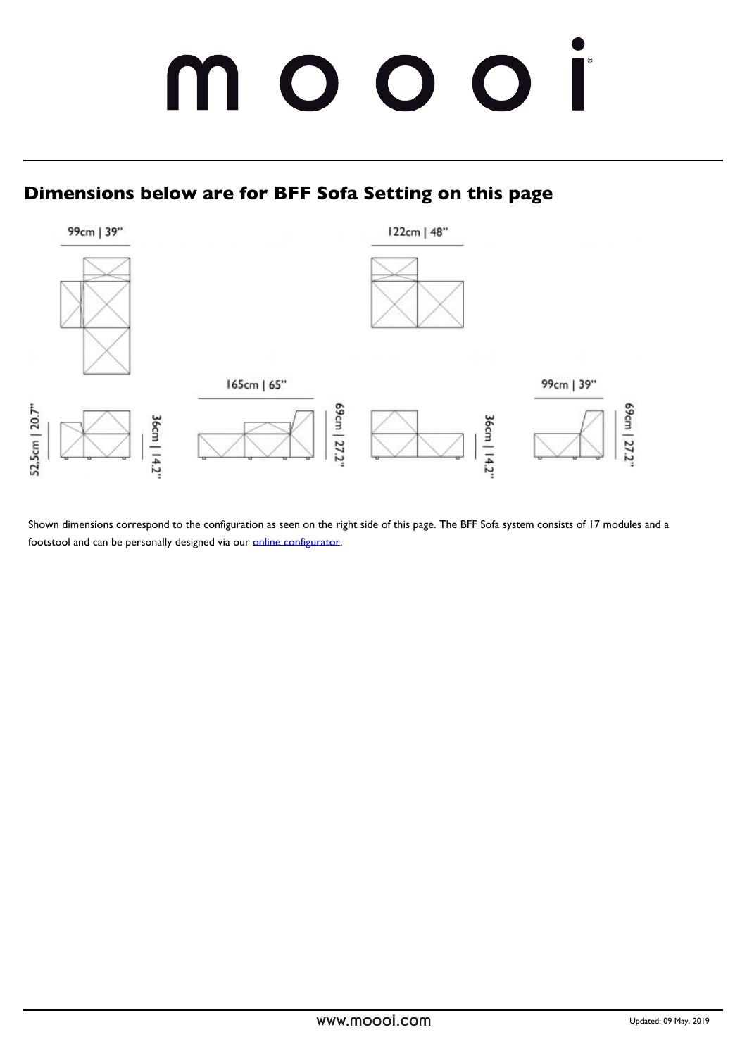# moooi

## Dimensions below are for BFF Sofa Setting on this page

99cm | 39"

122cm | 48"

165cm | 65"

99cm | 39"

52,5cm | 20.7"

36cm | 14.2"

69cm | 27.2"

36cm | 14.2"

69cm | 27.2"

Shown dimensions correspond to the configuration as seen on the right side of this page. The BFF Sofa system consists of 17 modules and a footstool and can be personally designed via our online configurator.

www.moooi.com

Updated: 09 May, 2019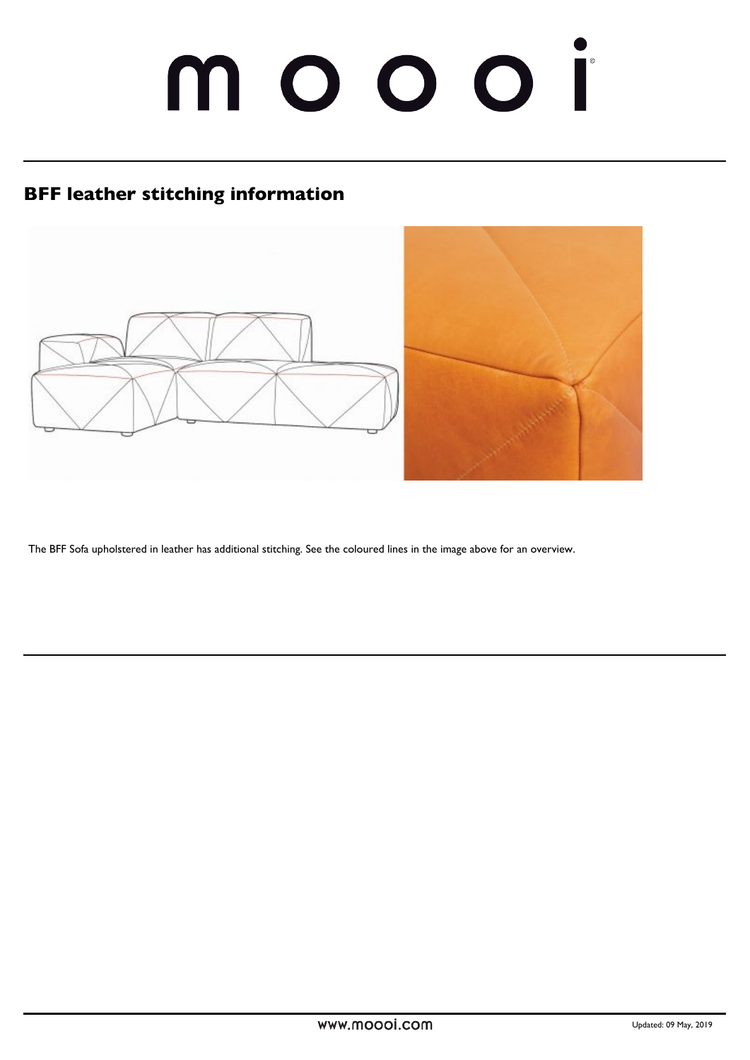# moooi

## BFF leather stitching information

The BFF Sofa upholstered in leather has additional stitching. See the coloured lines in the image above for an overview.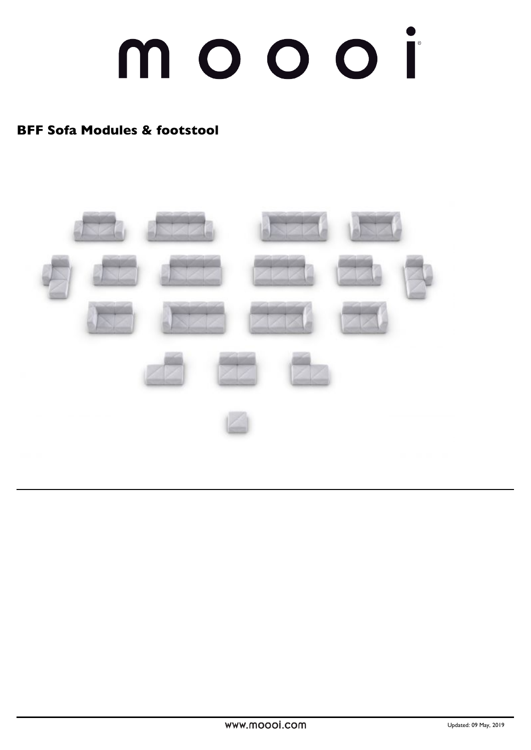# moooi

## BFF Sofa Modules & footstool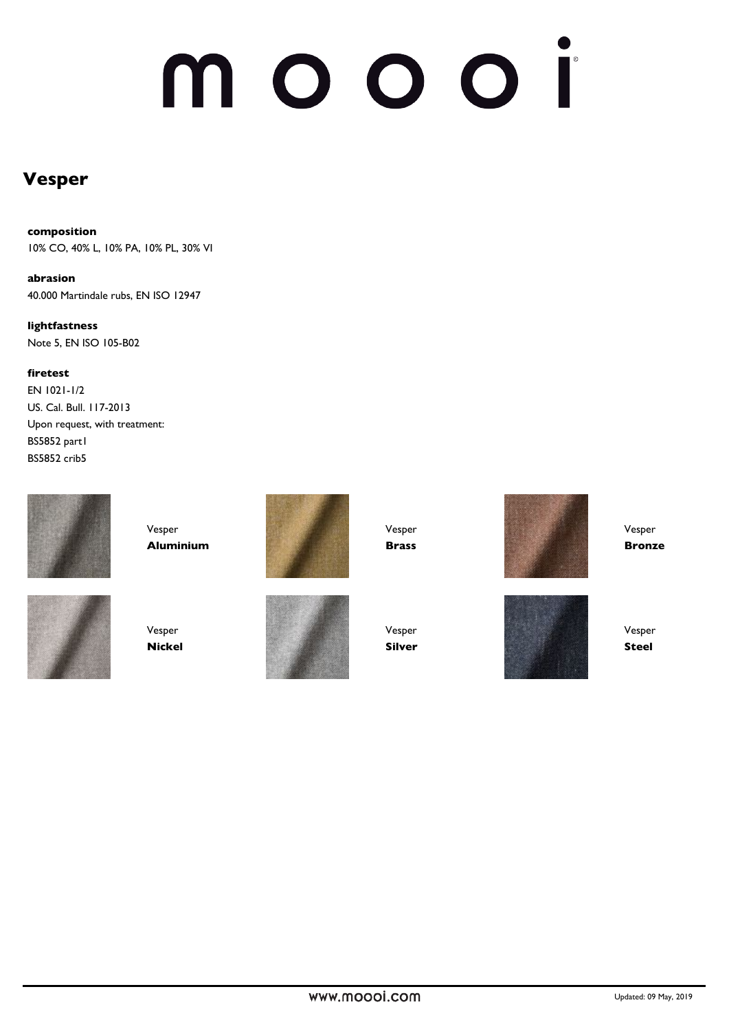# Vesper

**composition**
10% CO, 40% L, 10% PA, 10% PL, 30% VI

**abrasion**
40.000 Martindale rubs, EN ISO 12947

**lightfastness**
Note 5, EN ISO 105-B02

**firetest**
EN 1021-1/2
US. Cal. Bull. 117-2013
Upon request, with treatment:
BS5852 part1
BS5852 crib5

Vesper
**Aluminium**

Vesper
**Brass**

Vesper
**Bronze**

Vesper
**Nickel**

Vesper
**Silver**

Vesper
**Steel**

www.moooi.com

Updated: 09 May, 2019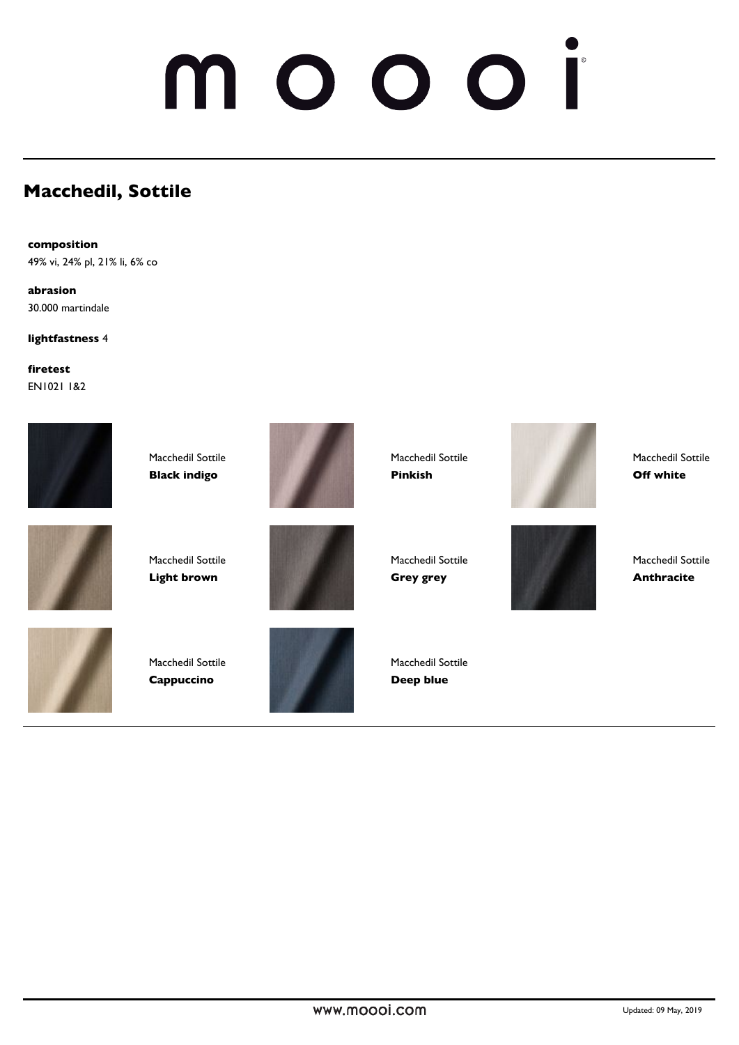## Macchedil, Sottile

**composition**
49% vi, 24% pl, 21% li, 6% co

**abrasion**
30.000 martindale

**lightfastness** 4

**firetest**
EN1021 1&2

Macchedil Sottile
**Black indigo**

Macchedil Sottile
**Pinkish**

Macchedil Sottile
**Off white**

Macchedil Sottile
**Light brown**

Macchedil Sottile
**Grey grey**

Macchedil Sottile
**Anthracite**

Macchedil Sottile
**Cappuccino**

Macchedil Sottile
**Deep blue**

www.moooi.com

Updated: 09 May, 2019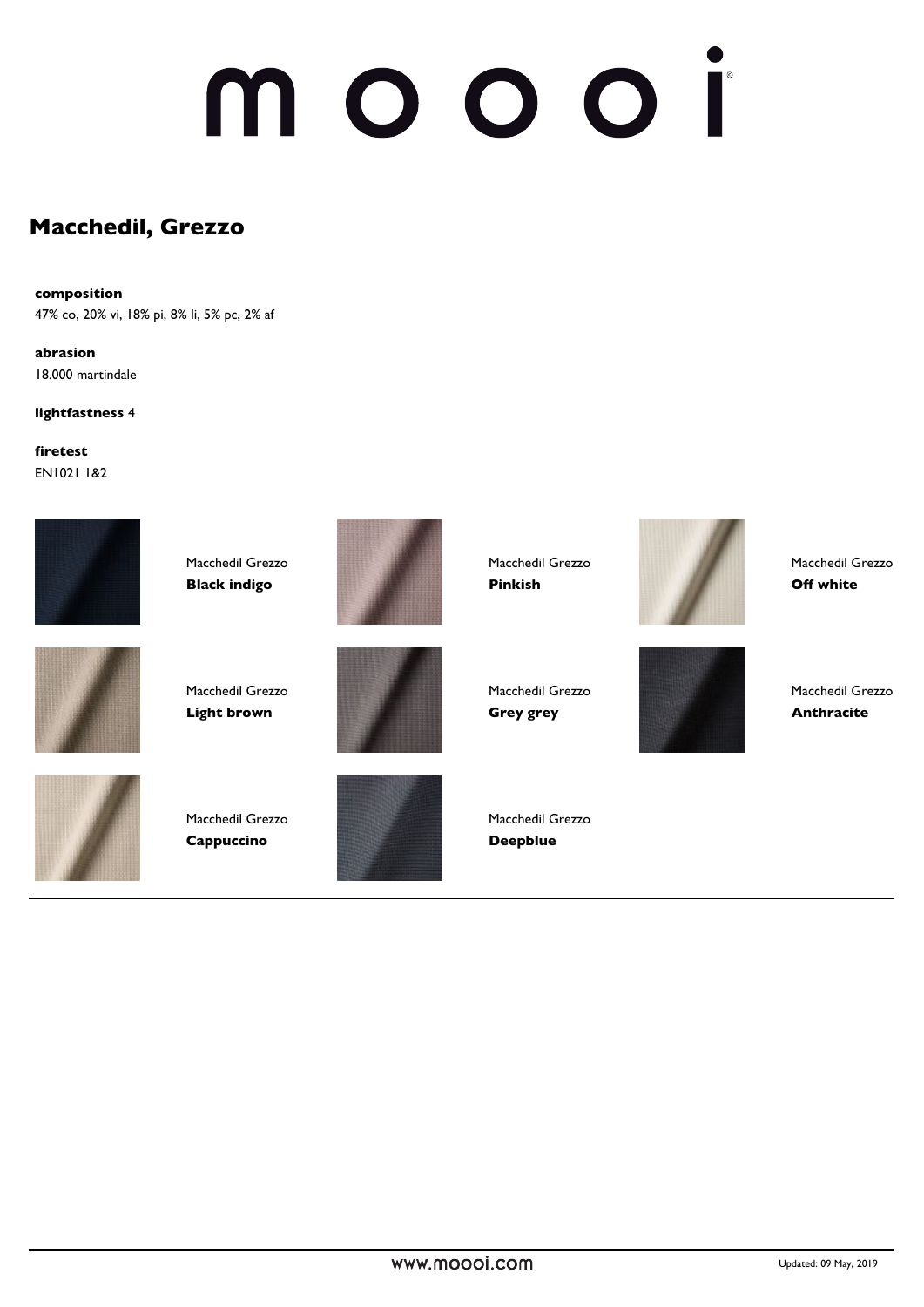# Macchedil, Grezzo

**composition**
47% co, 20% vi, 18% pi, 8% li, 5% pc, 2% af

**abrasion**
18.000 martindale

**lightfastness** 4

**firetest**
EN1021 1&2

Macchedil Grezzo
**Black indigo**

Macchedil Grezzo
**Pinkish**

Macchedil Grezzo
**Off white**

Macchedil Grezzo
**Light brown**

Macchedil Grezzo
**Grey grey**

Macchedil Grezzo
**Anthracite**

Macchedil Grezzo
**Cappuccino**

Macchedil Grezzo
**Deepblue**

www.moooi.com

Updated: 09 May, 2019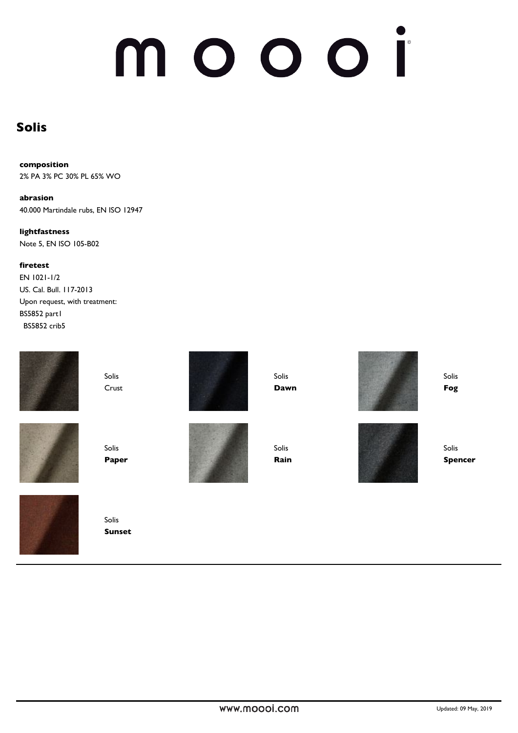# moooi

## Solis

**composition**
2% PA 3% PC 30% PL 65% WO

**abrasion**
40.000 Martindale rubs, EN ISO 12947

**lightfastness**
Note 5, EN ISO 105-B02

**firetest**
EN 1021-1/2
US. Cal. Bull. 117-2013
Upon request, with treatment:
BS5852 part1
BS5852 crib5

Solis
Crust

Solis
**Dawn**

Solis
**Fog**

Solis
**Paper**

Solis
**Rain**

Solis
**Spencer**

Solis
**Sunset**

www.moooi.com

Updated: 09 May, 2019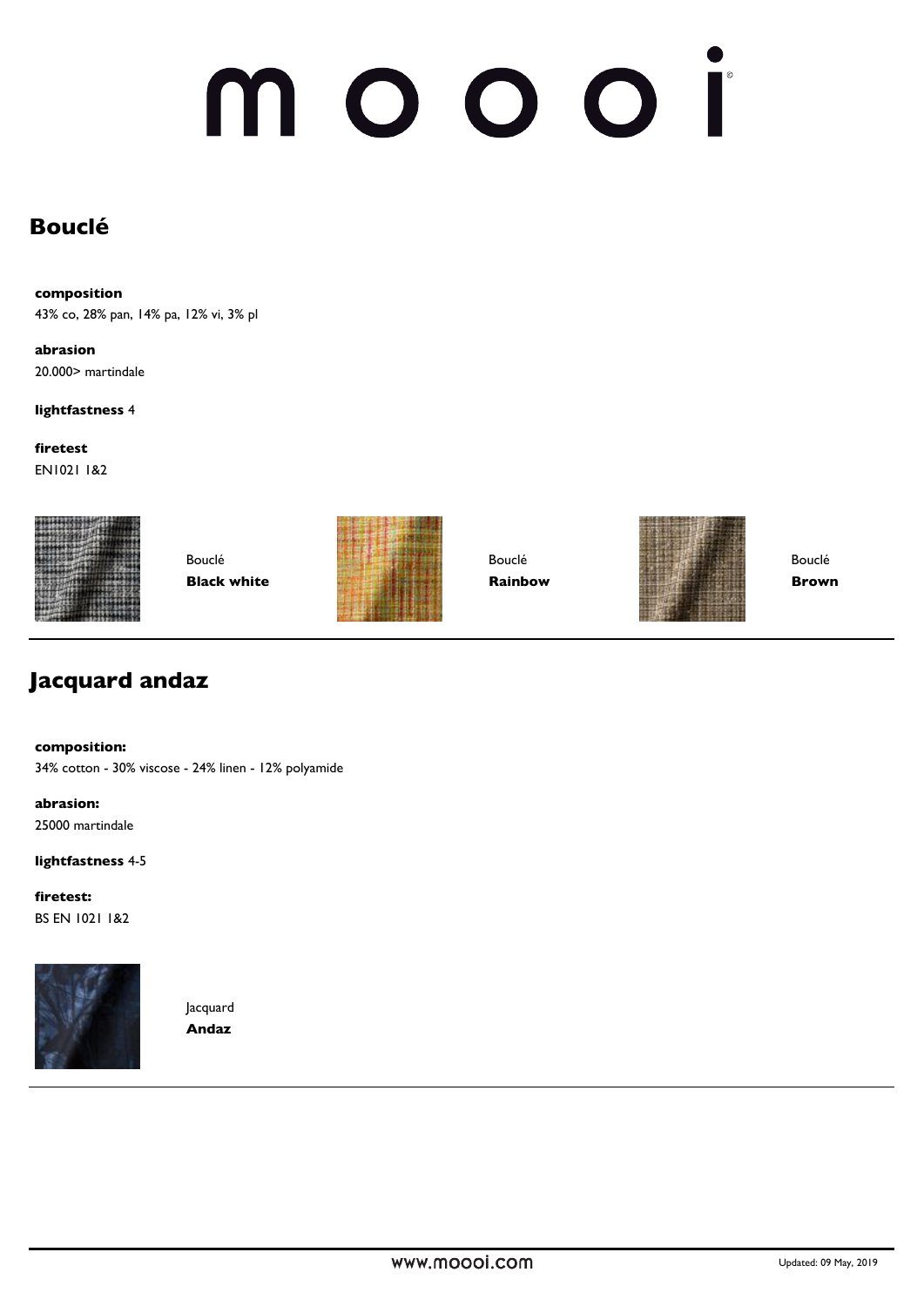# moooi

## Bouclé

**composition**
43% co, 28% pan, 14% pa, 12% vi, 3% pl

**abrasion**
20.000> martindale

**lightfastness** 4

**firetest**
EN1021 1&2

Bouclé
**Black white**

Bouclé
**Rainbow**

Bouclé
**Brown**

---

## Jacquard andaz

**composition:**
34% cotton - 30% viscose - 24% linen - 12% polyamide

**abrasion:**
25000 martindale

**lightfastness** 4-5

**firetest:**
BS EN 1021 1&2

Jacquard
**Andaz**

---

www.moooi.com

Updated: 09 May, 2019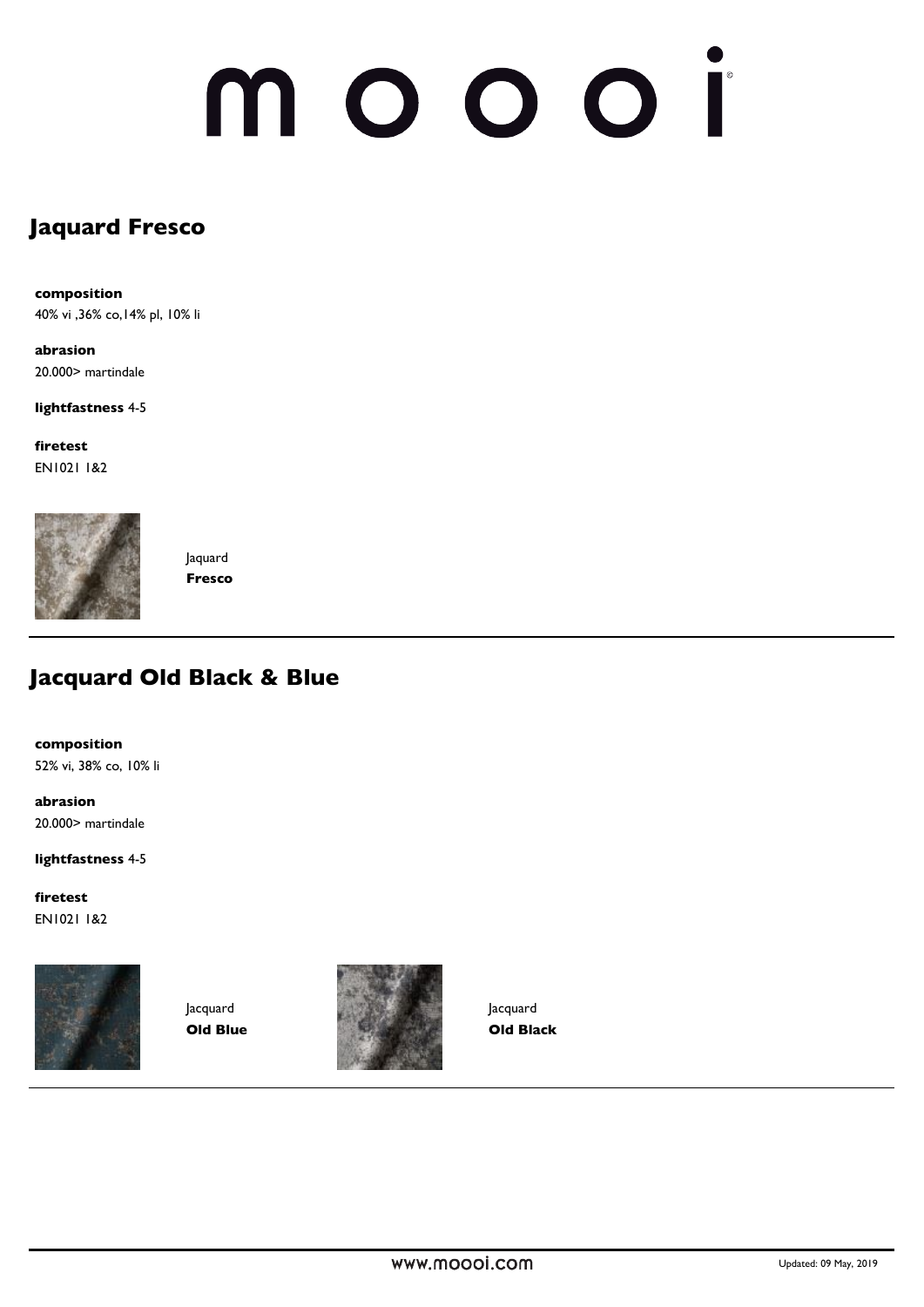## Jaquard Fresco

**composition**
40% vi ,36% co,14% pl, 10% li

**abrasion**
20.000> martindale

**lightfastness** 4-5

**firetest**
EN1021 1&2

Jaquard
**Fresco**

---

## Jacquard Old Black & Blue

**composition**
52% vi, 38% co, 10% li

**abrasion**
20.000> martindale

**lightfastness** 4-5

**firetest**
EN1021 1&2

Jacquard
**Old Blue**

Jacquard
**Old Black**

---

www.moooi.com

Updated: 09 May, 2019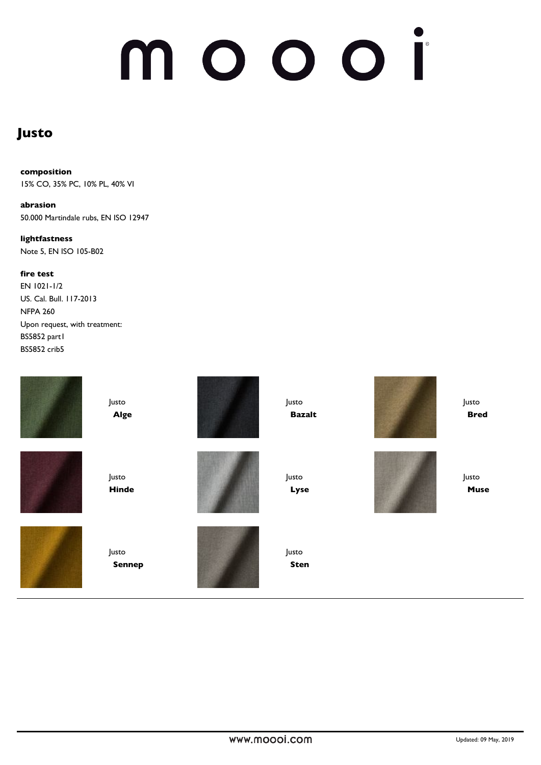# Justo

**composition**
15% CO, 35% PC, 10% PL, 40% VI

**abrasion**
50.000 Martindale rubs, EN ISO 12947

**lightfastness**
Note 5, EN ISO 105-B02

**fire test**
EN 1021-1/2
US. Cal. Bull. 117-2013
NFPA 260
Upon request, with treatment:
BS5852 part1
BS5852 crib5

Justo **Alge**

Justo **Bazalt**

Justo **Bred**

Justo **Hinde**

Justo **Lyse**

Justo **Muse**

Justo **Sennep**

Justo **Sten**

www.moooi.com

Updated: 09 May, 2019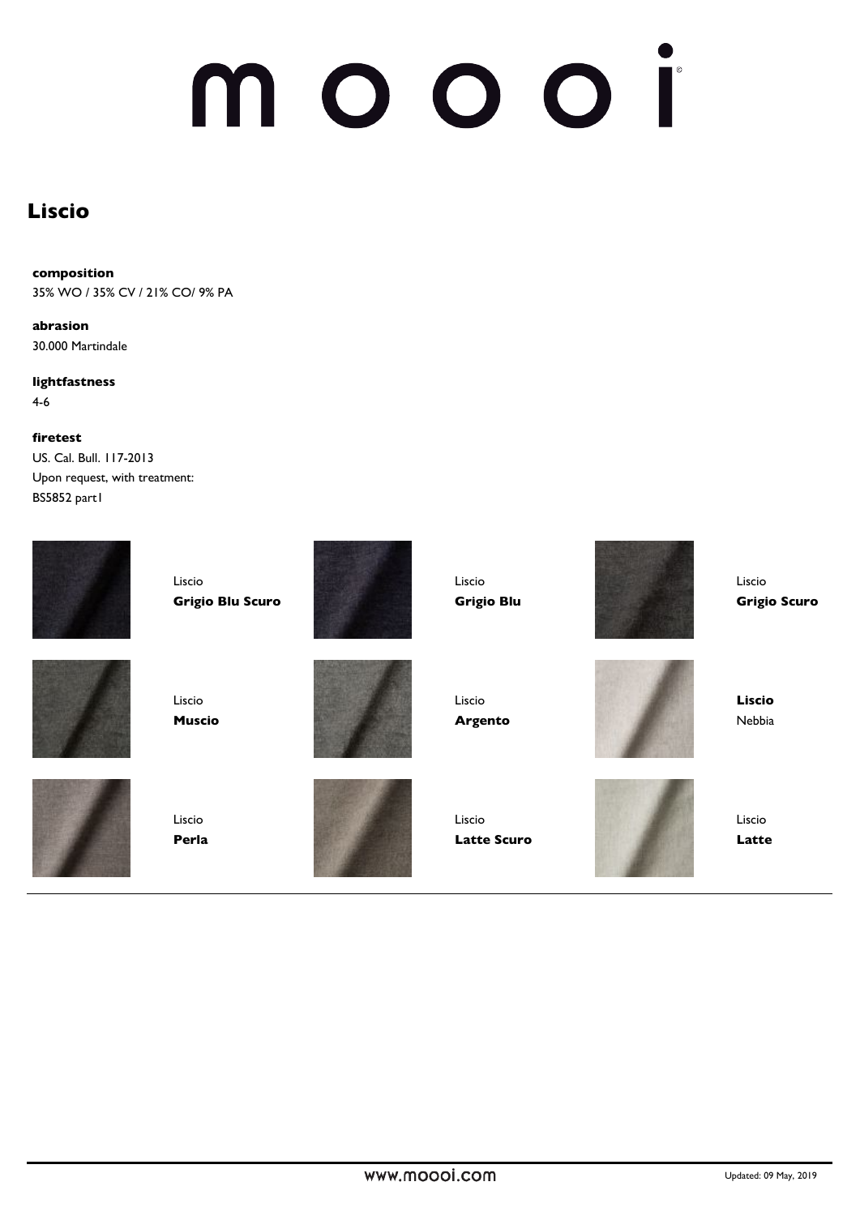# Liscio

**composition**
35% WO / 35% CV / 21% CO/ 9% PA

**abrasion**
30.000 Martindale

**lightfastness**
4-6

**firetest**
US. Cal. Bull. 117-2013
Upon request, with treatment:
BS5852 part1

Liscio
**Grigio Blu Scuro**

Liscio
**Grigio Blu**

Liscio
**Grigio Scuro**

Liscio
**Muscio**

Liscio
**Argento**

**Liscio**
Nebbia

Liscio
**Perla**

Liscio
**Latte Scuro**

Liscio
**Latte**

www.moooi.com

Updated: 09 May, 2019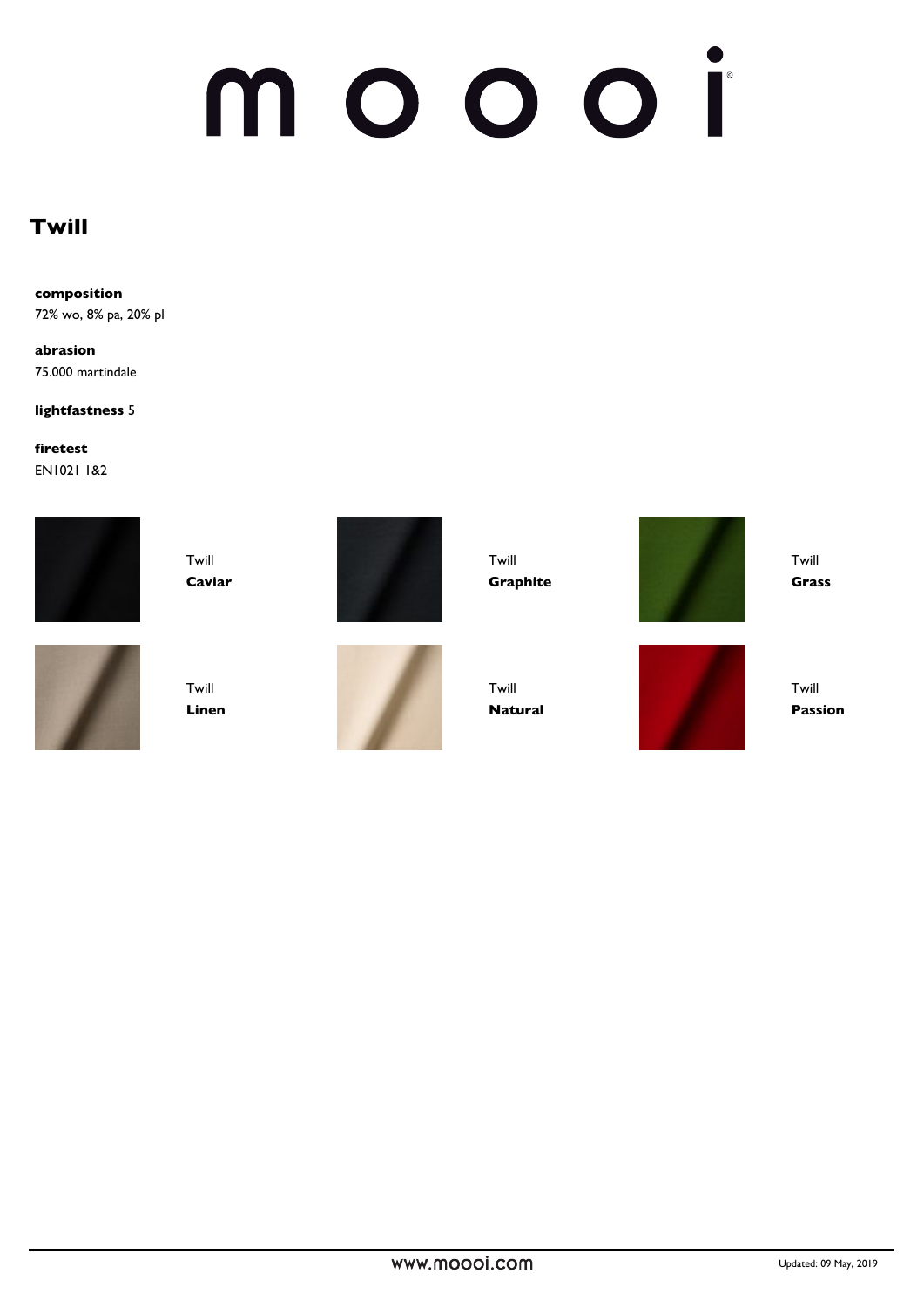# moooi

## Twill

**composition**
72% wo, 8% pa, 20% pl

**abrasion**
75.000 martindale

**lightfastness** 5

**firetest**
EN1021 1&2

Twill
**Caviar**

Twill
**Graphite**

Twill
**Grass**

Twill
**Linen**

Twill
**Natural**

Twill
**Passion**

www.moooi.com

Updated: 09 May, 2019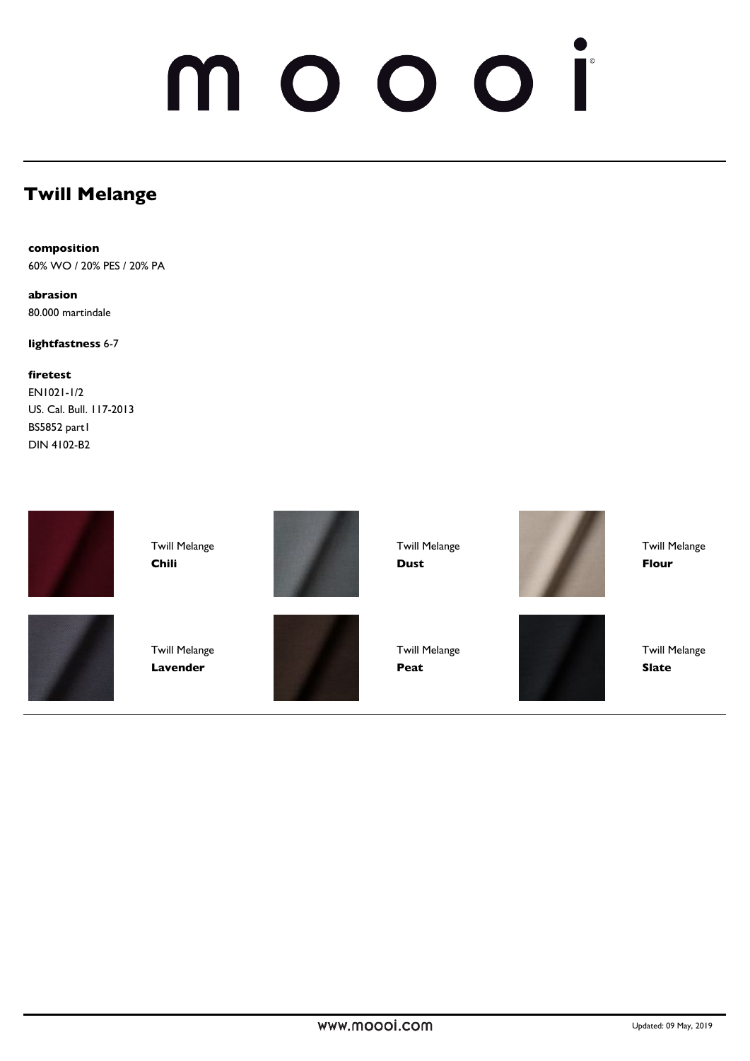# moooi

## Twill Melange

**composition**
60% WO / 20% PES / 20% PA

**abrasion**
80.000 martindale

**lightfastness** 6-7

**firetest**
EN1021-1/2
US. Cal. Bull. 117-2013
BS5852 part1
DIN 4102-B2

Twill Melange **Chili**

Twill Melange **Dust**

Twill Melange **Flour**

Twill Melange **Lavender**

Twill Melange **Peat**

Twill Melange **Slate**

www.moooi.com

Updated: 09 May, 2019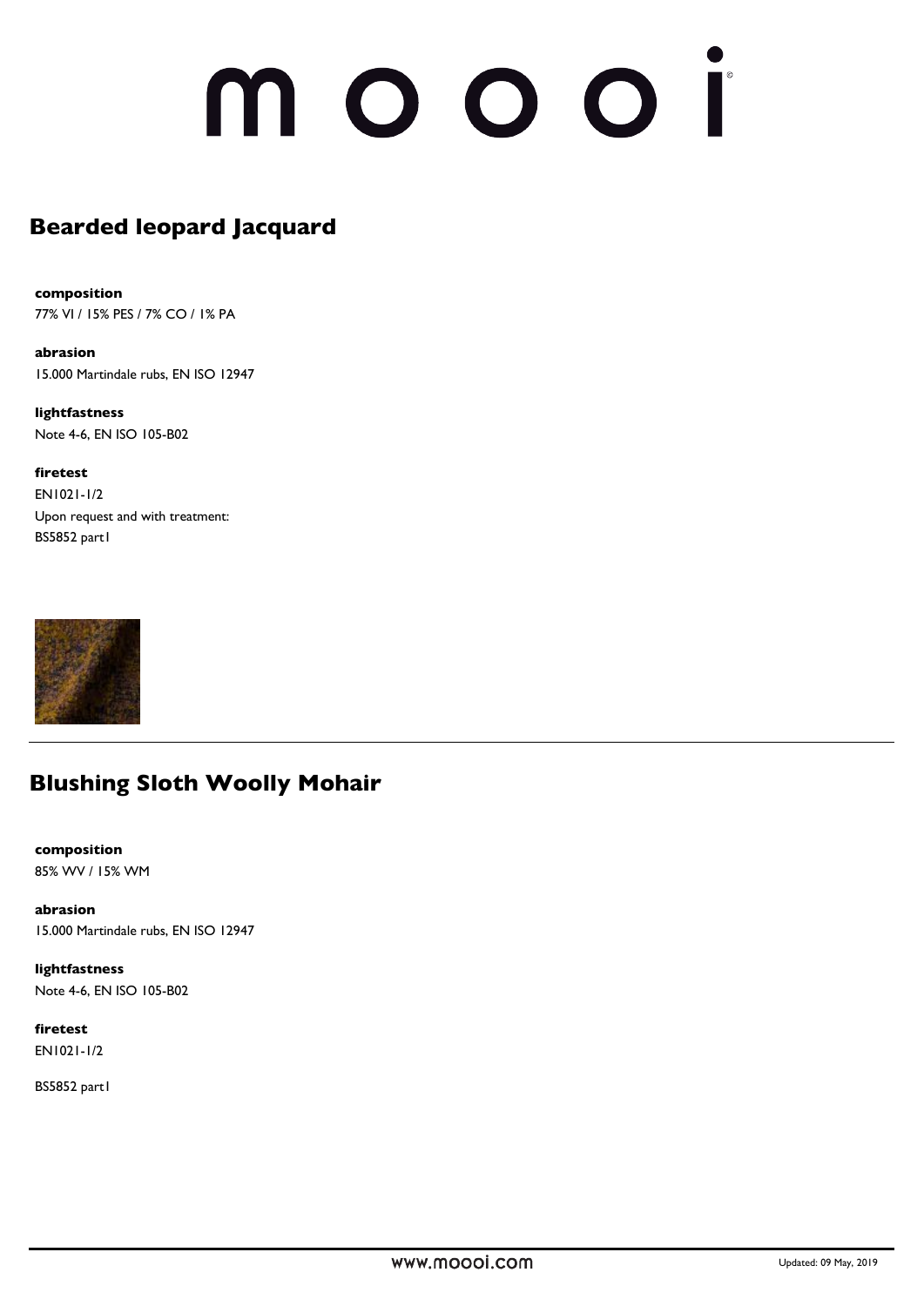## Bearded leopard Jacquard

**composition**
77% VI / 15% PES / 7% CO / 1% PA

**abrasion**
15.000 Martindale rubs, EN ISO 12947

**lightfastness**
Note 4-6, EN ISO 105-B02

**firetest**
EN1021-1/2
Upon request and with treatment:
BS5852 part1

---

## Blushing Sloth Woolly Mohair

**composition**
85% WV / 15% WM

**abrasion**
15.000 Martindale rubs, EN ISO 12947

**lightfastness**
Note 4-6, EN ISO 105-B02

**firetest**
EN1021-1/2

BS5852 part1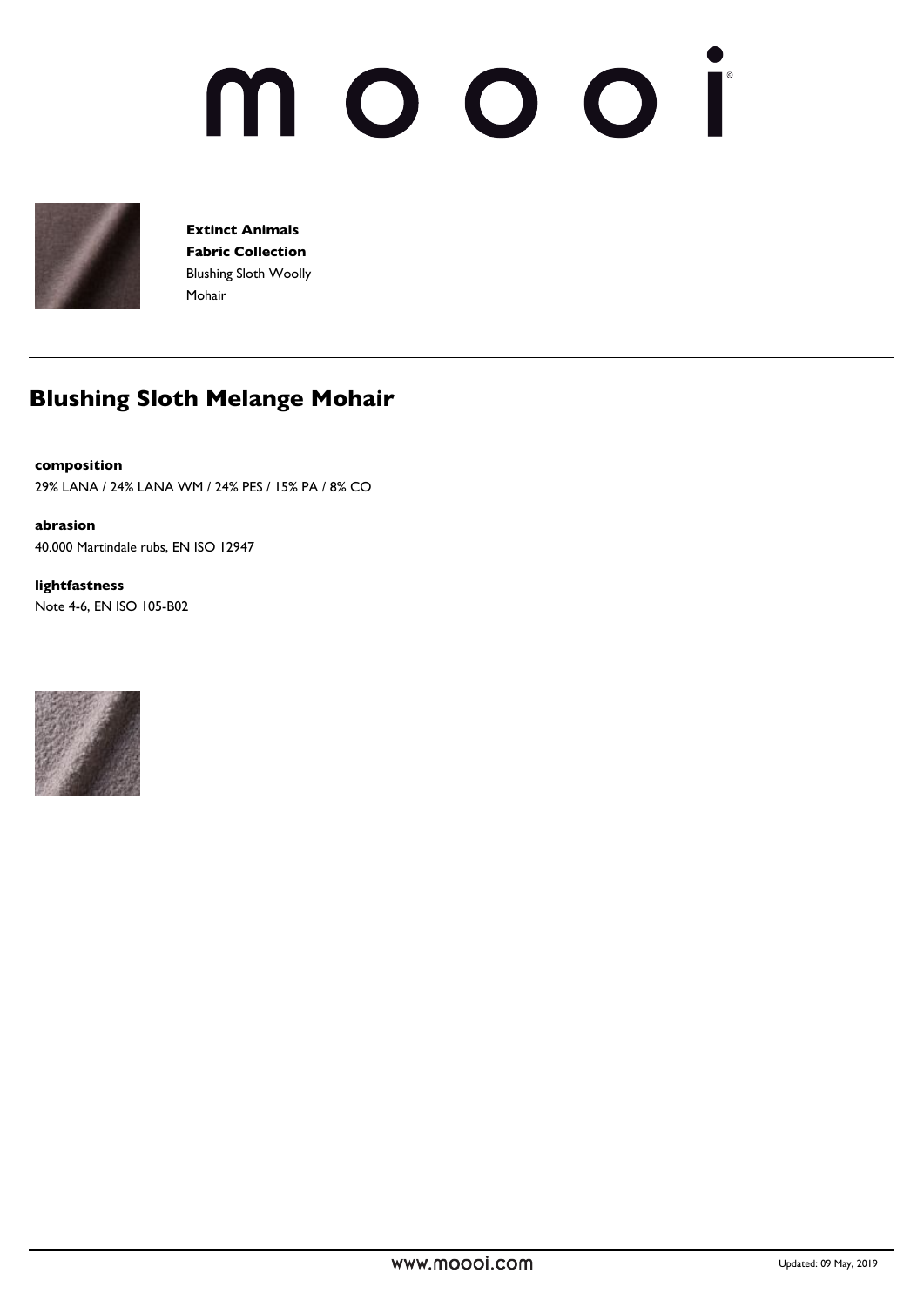**Extinct Animals**
**Fabric Collection**
Blushing Sloth Woolly
Mohair

## Blushing Sloth Melange Mohair

**composition**
29% LANA / 24% LANA WM / 24% PES / 15% PA / 8% CO

**abrasion**
40.000 Martindale rubs, EN ISO 12947

**lightfastness**
Note 4-6, EN ISO 105-B02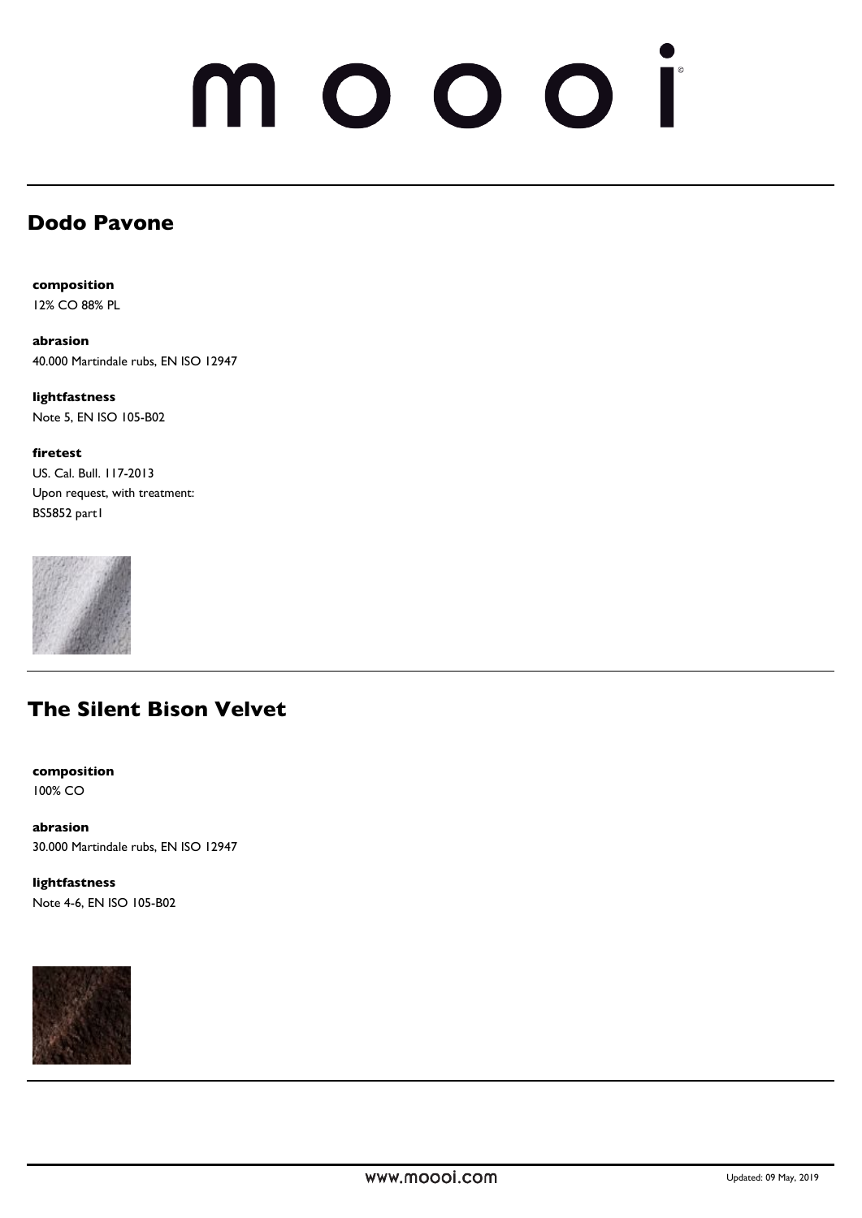## Dodo Pavone

**composition**
12% CO 88% PL

**abrasion**
40.000 Martindale rubs, EN ISO 12947

**lightfastness**
Note 5, EN ISO 105-B02

**firetest**
US. Cal. Bull. 117-2013
Upon request, with treatment:
BS5852 part1

## The Silent Bison Velvet

**composition**
100% CO

**abrasion**
30.000 Martindale rubs, EN ISO 12947

**lightfastness**
Note 4-6, EN ISO 105-B02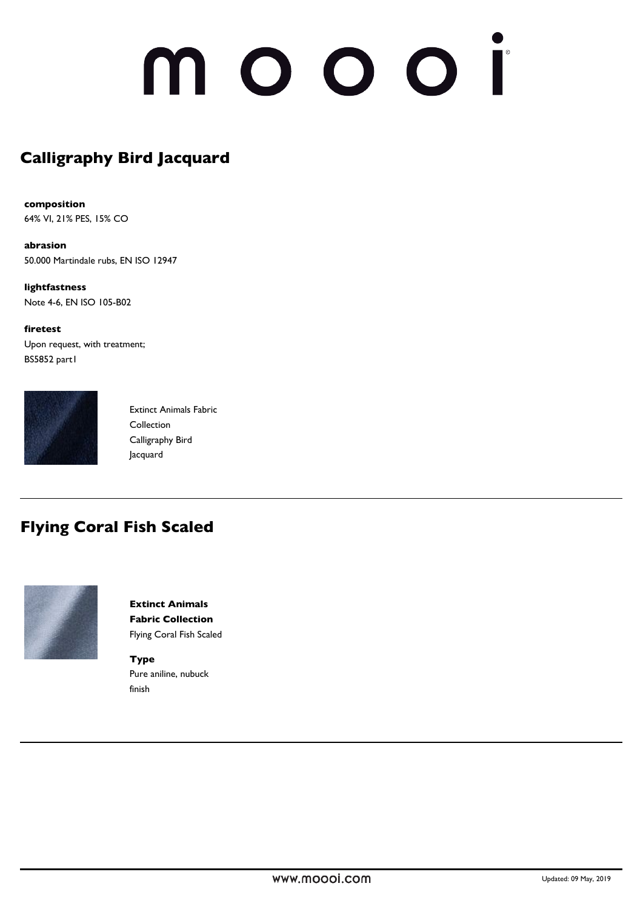## Calligraphy Bird Jacquard

**composition**
64% VI, 21% PES, 15% CO

**abrasion**
50.000 Martindale rubs, EN ISO 12947

**lightfastness**
Note 4-6, EN ISO 105-B02

**firetest**
Upon request, with treatment;
BS5852 part1

Extinct Animals Fabric Collection
Calligraphy Bird Jacquard

---

## Flying Coral Fish Scaled

**Extinct Animals Fabric Collection**
Flying Coral Fish Scaled

**Type**
Pure aniline, nubuck finish

---

www.moooi.com

Updated: 09 May, 2019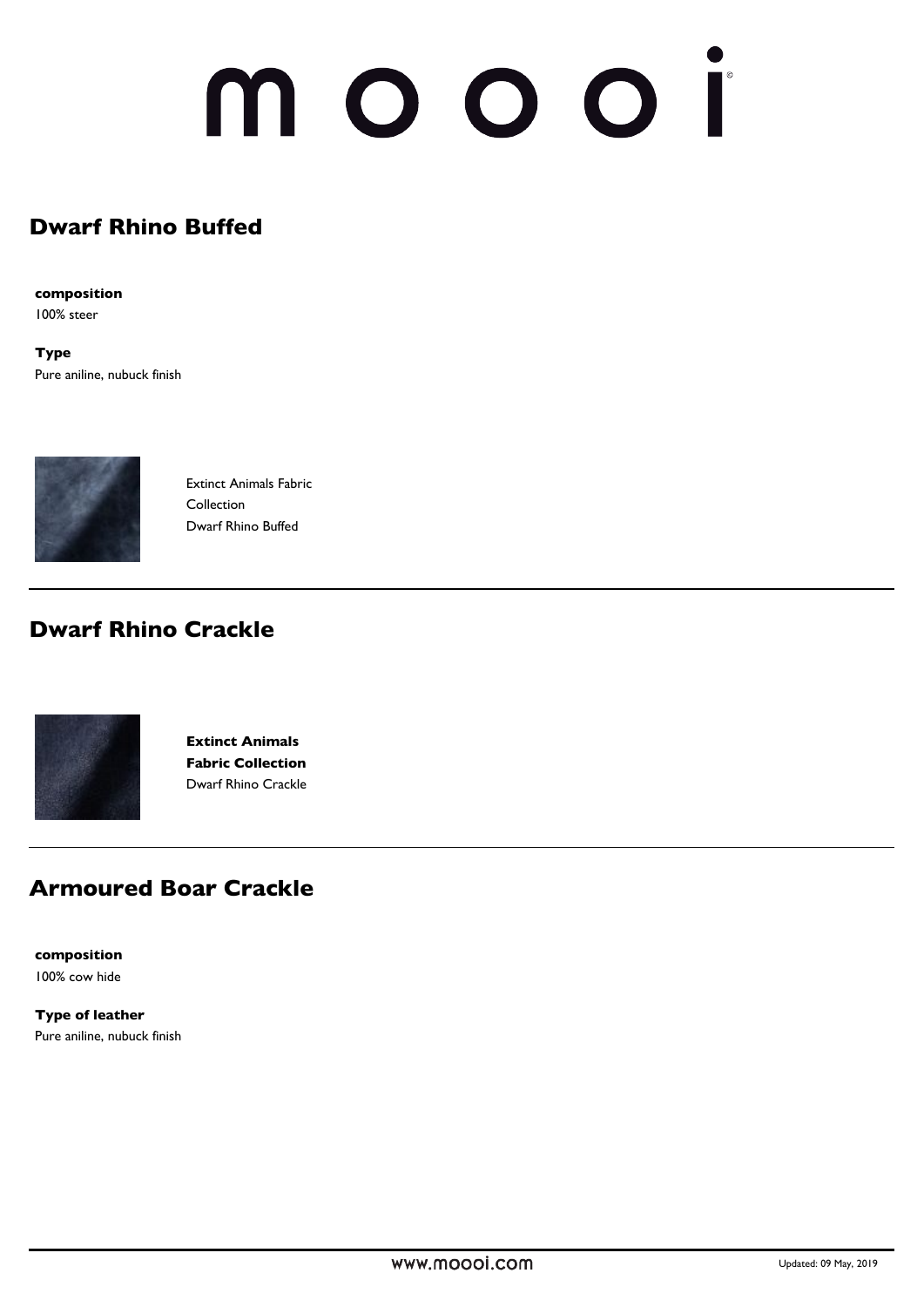# moooi

## Dwarf Rhino Buffed

**composition**
100% steer

**Type**
Pure aniline, nubuck finish

Extinct Animals Fabric Collection
Dwarf Rhino Buffed

---

## Dwarf Rhino Crackle

**Extinct Animals Fabric Collection**
Dwarf Rhino Crackle

---

## Armoured Boar Crackle

**composition**
100% cow hide

**Type of leather**
Pure aniline, nubuck finish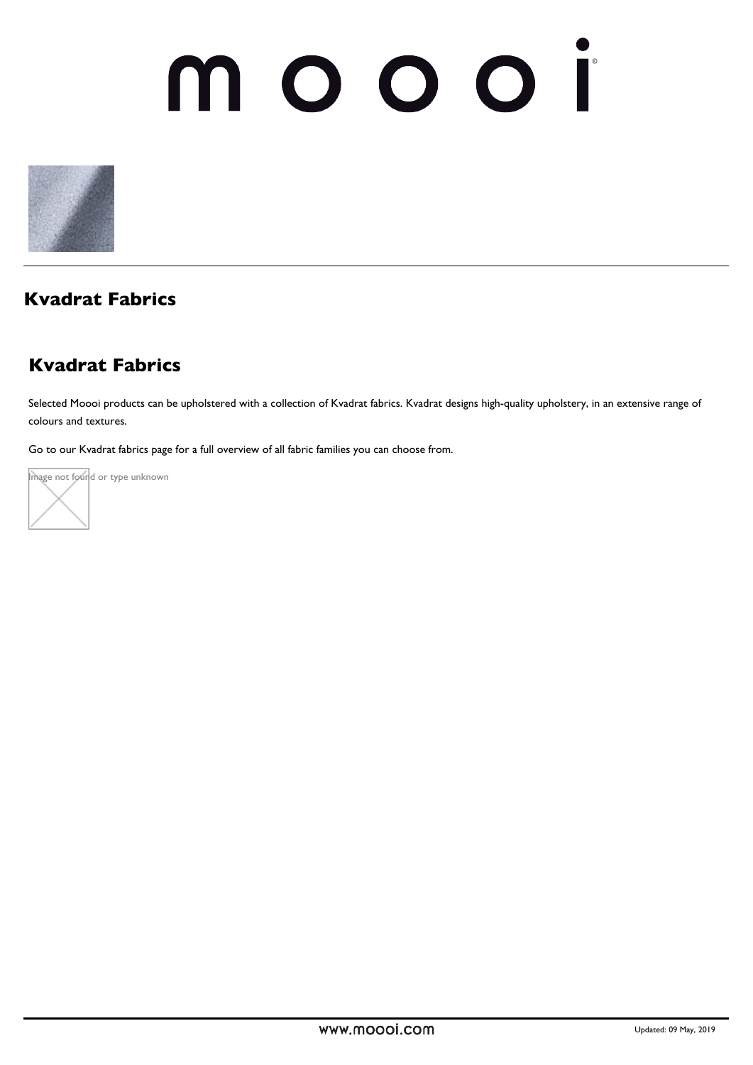## Kvadrat Fabrics

## Kvadrat Fabrics

Selected Moooi products can be upholstered with a collection of Kvadrat fabrics. Kvadrat designs high-quality upholstery, in an extensive range of colours and textures.

Go to our Kvadrat fabrics page for a full overview of all fabric families you can choose from.

Image not found or type unknown